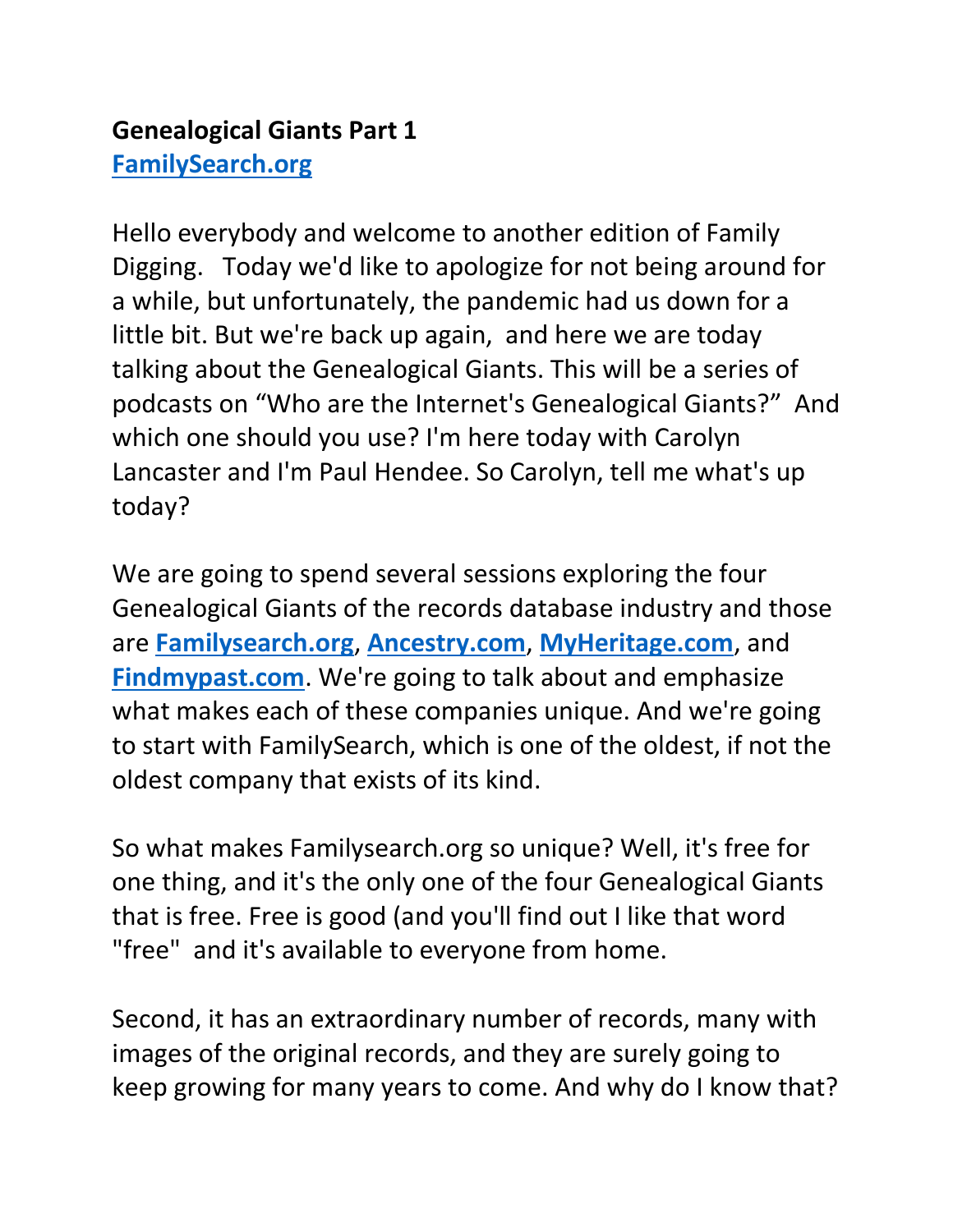**Genealogical Giants Part 1**
**[FamilySearch.org]**

Hello everybody and welcome to another edition of Family Digging. Today we'd like to apologize for not being around for a while, but unfortunately, the pandemic had us down for a little bit. But we're back up again, and here we are today talking about the Genealogical Giants. This will be a series of podcasts on "Who are the Internet's Genealogical Giants?" And which one should you use? I'm here today with Carolyn Lancaster and I'm Paul Hendee. So Carolyn, tell me what's up today?

We are going to spend several sessions exploring the four Genealogical Giants of the records database industry and those are **Familysearch.org**, **Ancestry.com**, **MyHeritage.com**, and **Findmypast.com**. We're going to talk about and emphasize what makes each of these companies unique. And we're going to start with FamilySearch, which is one of the oldest, if not the oldest company that exists of its kind.

So what makes Familysearch.org so unique? Well, it's free for one thing, and it's the only one of the four Genealogical Giants that is free. Free is good (and you'll find out I like that word "free" and it's available to everyone from home.

Second, it has an extraordinary number of records, many with images of the original records, and they are surely going to keep growing for many years to come. And why do I know that?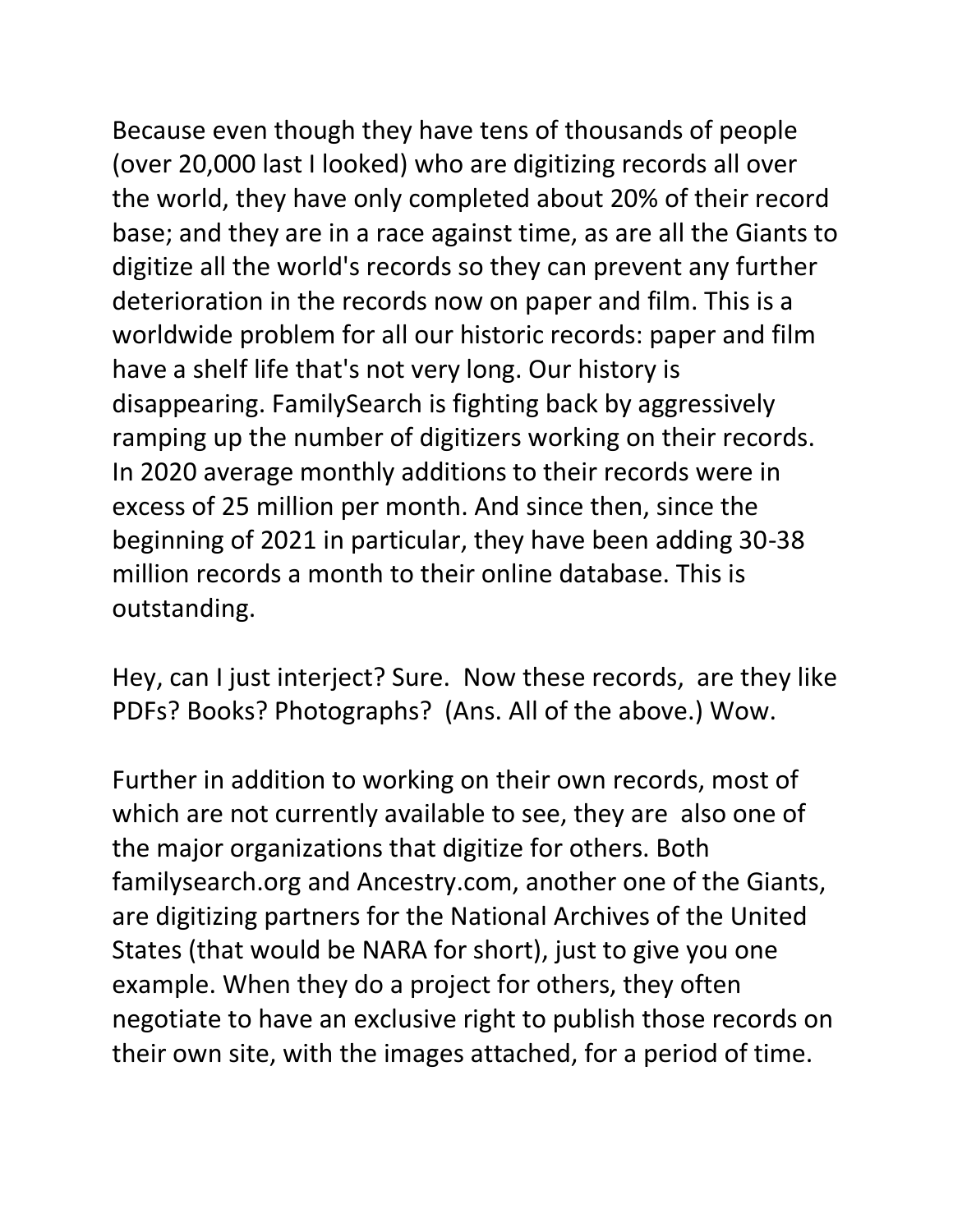Because even though they have tens of thousands of people (over 20,000 last I looked) who are digitizing records all over the world, they have only completed about 20% of their record base; and they are in a race against time, as are all the Giants to digitize all the world's records so they can prevent any further deterioration in the records now on paper and film. This is a worldwide problem for all our historic records: paper and film have a shelf life that's not very long. Our history is disappearing. FamilySearch is fighting back by aggressively ramping up the number of digitizers working on their records. In 2020 average monthly additions to their records were in excess of 25 million per month. And since then, since the beginning of 2021 in particular, they have been adding 30-38 million records a month to their online database. This is outstanding.

Hey, can I just interject? Sure.  Now these records,  are they like PDFs? Books? Photographs?  (Ans. All of the above.) Wow.

Further in addition to working on their own records, most of which are not currently available to see, they are  also one of the major organizations that digitize for others. Both familysearch.org and Ancestry.com, another one of the Giants, are digitizing partners for the National Archives of the United States (that would be NARA for short), just to give you one example. When they do a project for others, they often negotiate to have an exclusive right to publish those records on their own site, with the images attached, for a period of time.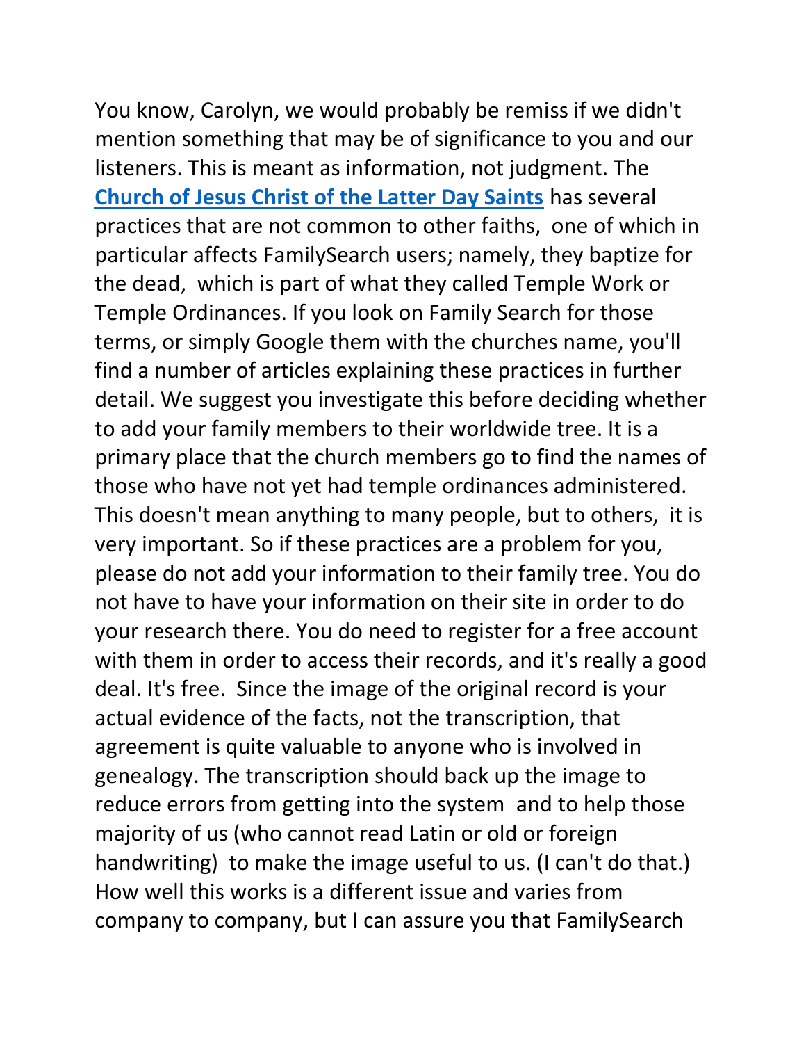You know, Carolyn, we would probably be remiss if we didn't mention something that may be of significance to you and our listeners. This is meant as information, not judgment. The **Church of Jesus Christ of the Latter Day Saints** has several practices that are not common to other faiths, one of which in particular affects FamilySearch users; namely, they baptize for the dead, which is part of what they called Temple Work or Temple Ordinances. If you look on Family Search for those terms, or simply Google them with the churches name, you'll find a number of articles explaining these practices in further detail. We suggest you investigate this before deciding whether to add your family members to their worldwide tree. It is a primary place that the church members go to find the names of those who have not yet had temple ordinances administered. This doesn't mean anything to many people, but to others, it is very important. So if these practices are a problem for you, please do not add your information to their family tree. You do not have to have your information on their site in order to do your research there. You do need to register for a free account with them in order to access their records, and it's really a good deal. It's free. Since the image of the original record is your actual evidence of the facts, not the transcription, that agreement is quite valuable to anyone who is involved in genealogy. The transcription should back up the image to reduce errors from getting into the system and to help those majority of us (who cannot read Latin or old or foreign handwriting) to make the image useful to us. (I can't do that.) How well this works is a different issue and varies from company to company, but I can assure you that FamilySearch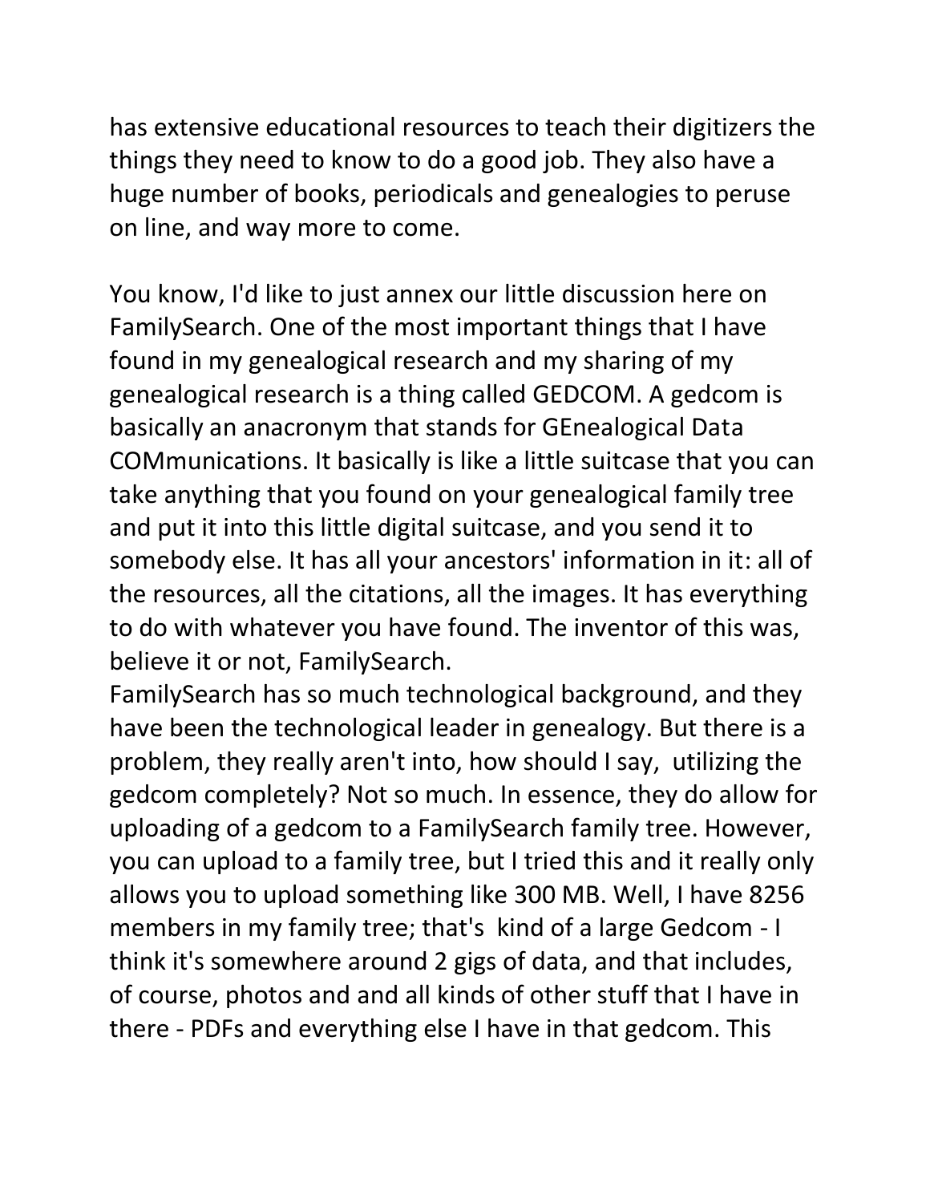has extensive educational resources to teach their digitizers the things they need to know to do a good job. They also have a huge number of books, periodicals and genealogies to peruse on line, and way more to come.

You know, I'd like to just annex our little discussion here on FamilySearch. One of the most important things that I have found in my genealogical research and my sharing of my genealogical research is a thing called GEDCOM. A gedcom is basically an anacronym that stands for GEnealogical Data COMmunications. It basically is like a little suitcase that you can take anything that you found on your genealogical family tree and put it into this little digital suitcase, and you send it to somebody else. It has all your ancestors' information in it: all of the resources, all the citations, all the images. It has everything to do with whatever you have found. The inventor of this was, believe it or not, FamilySearch.

FamilySearch has so much technological background, and they have been the technological leader in genealogy. But there is a problem, they really aren't into, how should I say, utilizing the gedcom completely? Not so much. In essence, they do allow for uploading of a gedcom to a FamilySearch family tree. However, you can upload to a family tree, but I tried this and it really only allows you to upload something like 300 MB. Well, I have 8256 members in my family tree; that's kind of a large Gedcom - I think it's somewhere around 2 gigs of data, and that includes, of course, photos and and all kinds of other stuff that I have in there - PDFs and everything else I have in that gedcom. This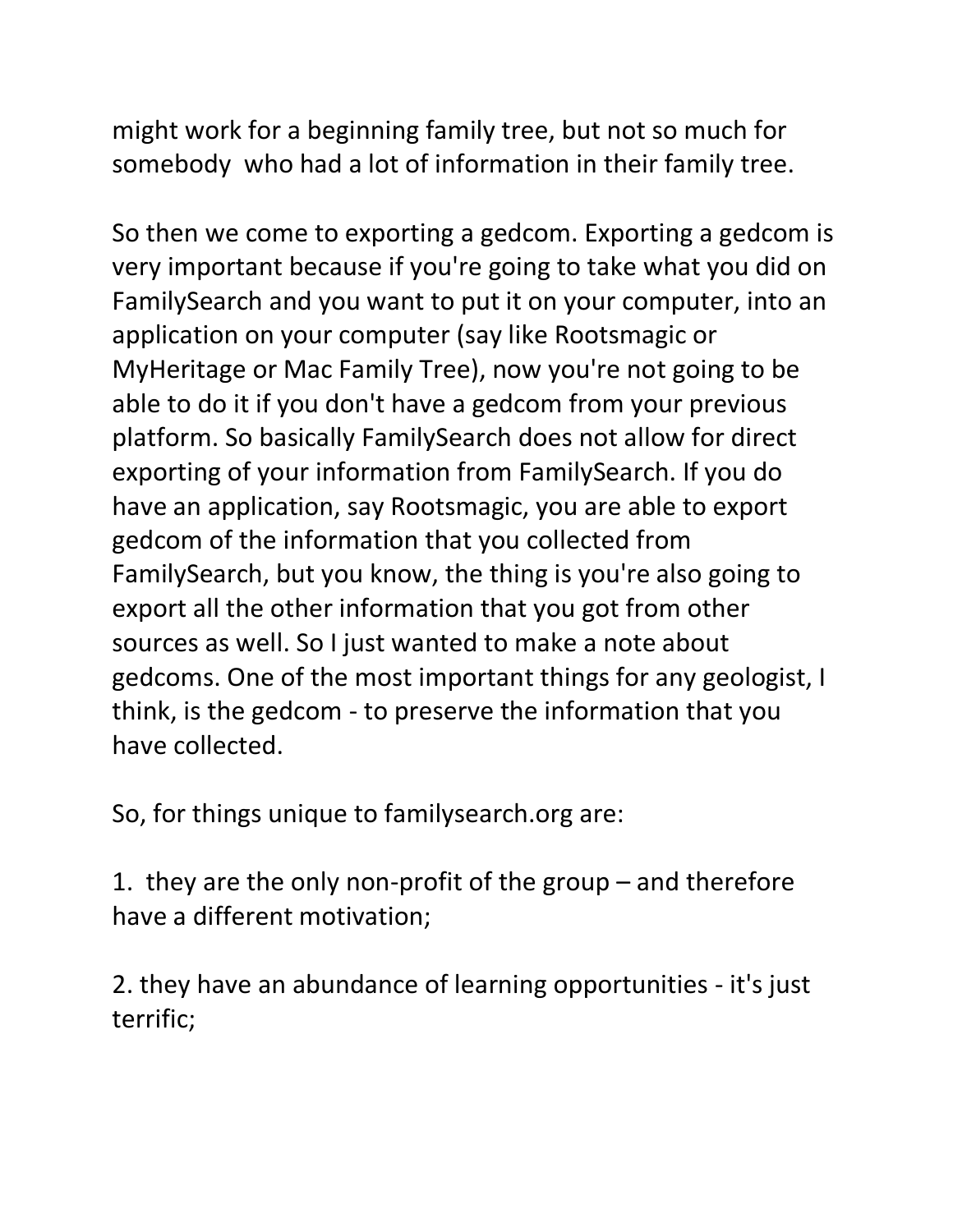might work for a beginning family tree, but not so much for somebody who had a lot of information in their family tree.

So then we come to exporting a gedcom. Exporting a gedcom is very important because if you're going to take what you did on FamilySearch and you want to put it on your computer, into an application on your computer (say like Rootsmagic or MyHeritage or Mac Family Tree), now you're not going to be able to do it if you don't have a gedcom from your previous platform. So basically FamilySearch does not allow for direct exporting of your information from FamilySearch. If you do have an application, say Rootsmagic, you are able to export gedcom of the information that you collected from FamilySearch, but you know, the thing is you're also going to export all the other information that you got from other sources as well. So I just wanted to make a note about gedcoms. One of the most important things for any geologist, I think, is the gedcom - to preserve the information that you have collected.

So, for things unique to familysearch.org are:

1. they are the only non-profit of the group – and therefore have a different motivation;

2. they have an abundance of learning opportunities - it's just terrific;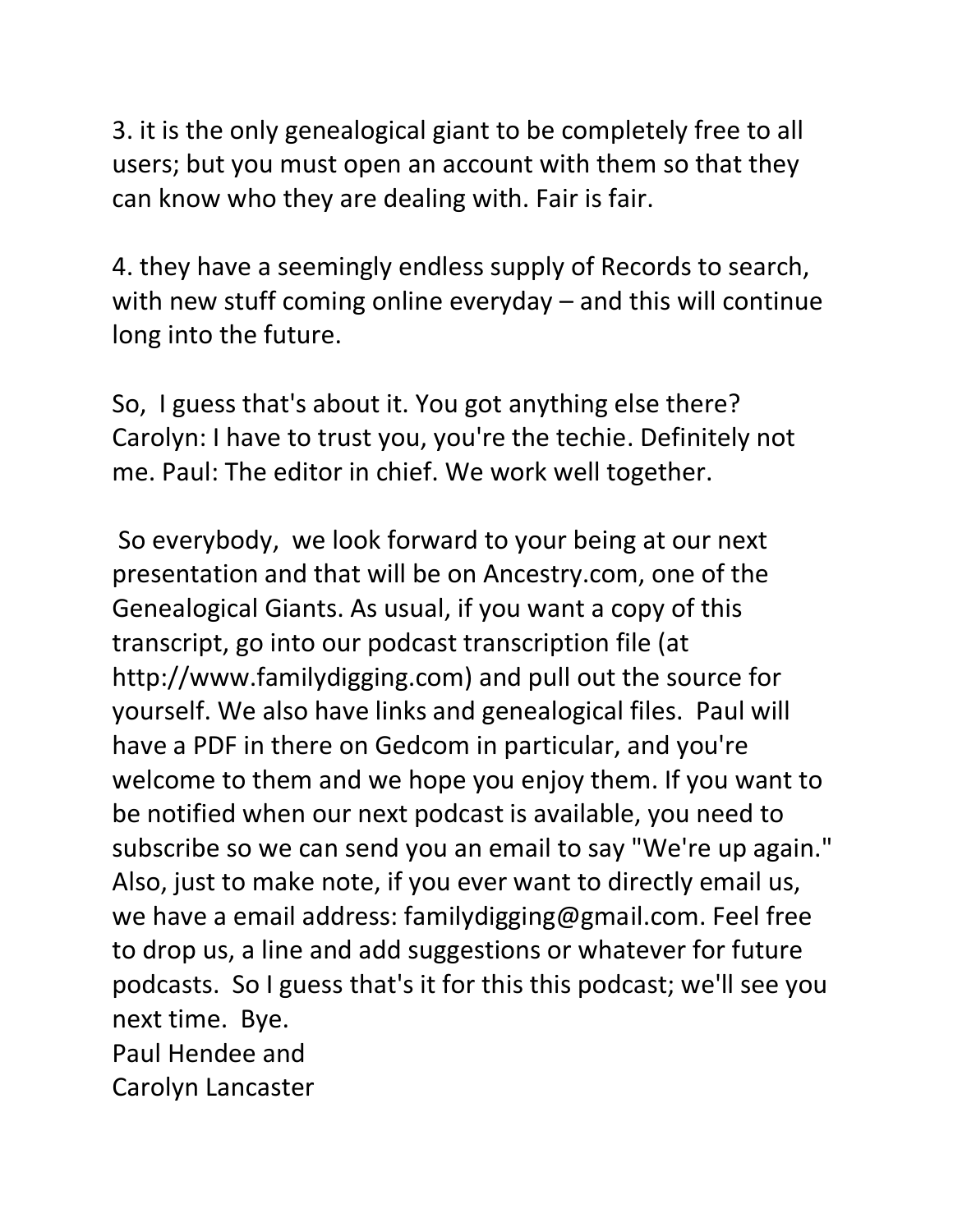3. it is the only genealogical giant to be completely free to all users; but you must open an account with them so that they can know who they are dealing with. Fair is fair.

4. they have a seemingly endless supply of Records to search, with new stuff coming online everyday – and this will continue long into the future.

So, I guess that's about it. You got anything else there? Carolyn: I have to trust you, you're the techie. Definitely not me. Paul: The editor in chief. We work well together.

So everybody, we look forward to your being at our next presentation and that will be on Ancestry.com, one of the Genealogical Giants. As usual, if you want a copy of this transcript, go into our podcast transcription file (at http://www.familydigging.com) and pull out the source for yourself. We also have links and genealogical files. Paul will have a PDF in there on Gedcom in particular, and you're welcome to them and we hope you enjoy them. If you want to be notified when our next podcast is available, you need to subscribe so we can send you an email to say "We're up again." Also, just to make note, if you ever want to directly email us, we have a email address: familydigging@gmail.com. Feel free to drop us, a line and add suggestions or whatever for future podcasts. So I guess that's it for this this podcast; we'll see you next time. Bye.

Paul Hendee and
Carolyn Lancaster